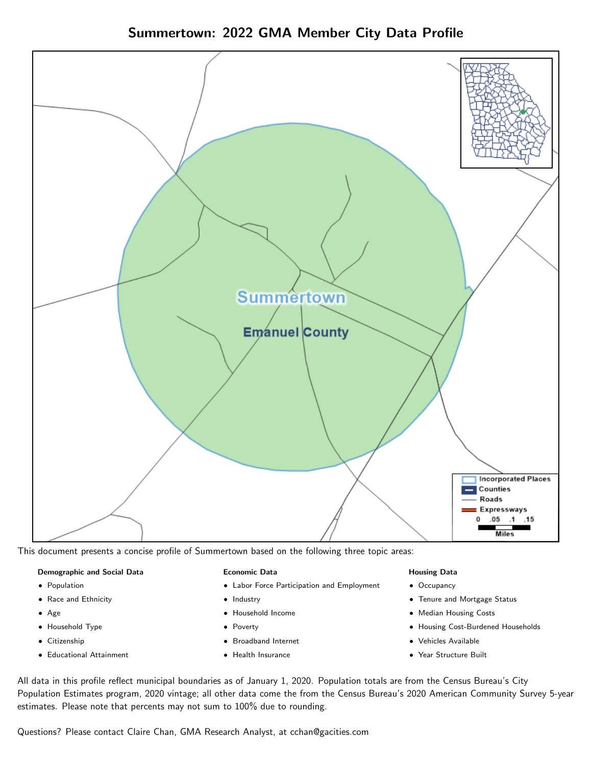# Summertown: 2022 GMA Member City Data Profile

This document presents a concise profile of Summertown based on the following three topic areas:

**Demographic and Social Data**

- Population
- Race and Ethnicity
- Age
- Household Type
- Citizenship
- Educational Attainment

**Economic Data**

- Labor Force Participation and Employment
- Industry
- Household Income
- Poverty
- Broadband Internet
- Health Insurance

**Housing Data**

- Occupancy
- Tenure and Mortgage Status
- Median Housing Costs
- Housing Cost-Burdened Households
- Vehicles Available
- Year Structure Built

All data in this profile reflect municipal boundaries as of January 1, 2020. Population totals are from the Census Bureau's City Population Estimates program, 2020 vintage; all other data come the from the Census Bureau's 2020 American Community Survey 5-year estimates. Please note that percents may not sum to 100% due to rounding.

Questions? Please contact Claire Chan, GMA Research Analyst, at cchan@gacities.com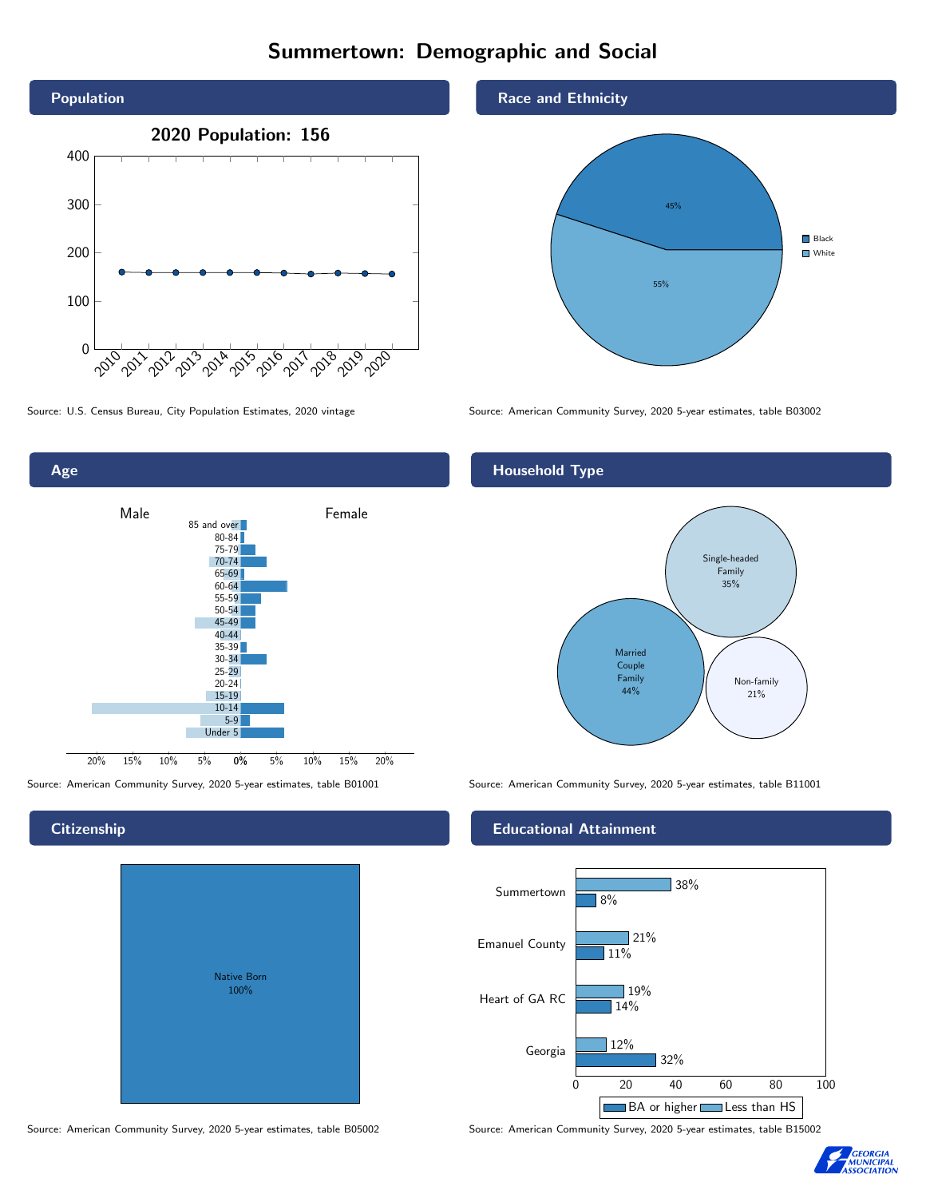# Summertown: Demographic and Social

## Population

2020 Population: 156

Source: U.S. Census Bureau, City Population Estimates, 2020 vintage

## Race and Ethnicity

| Race | Percent |
| --- | --- |
| Black | 45% |
| White | 55% |

Source: American Community Survey, 2020 5-year estimates, table B03002

## Age

Male / Female

Source: American Community Survey, 2020 5-year estimates, table B01001

## Household Type

| Household Type | Percent |
| --- | --- |
| Married Couple Family | 44% |
| Single-headed Family | 35% |
| Non-family | 21% |

Source: American Community Survey, 2020 5-year estimates, table B11001

## Citizenship

Native Born 100%

Source: American Community Survey, 2020 5-year estimates, table B05002

## Educational Attainment

| | Less than HS | BA or higher |
| --- | --- | --- |
| Summertown | 38% | 8% |
| Emanuel County | 21% | 11% |
| Heart of GA RC | 19% | 14% |
| Georgia | 12% | 32% |

Source: American Community Survey, 2020 5-year estimates, table B15002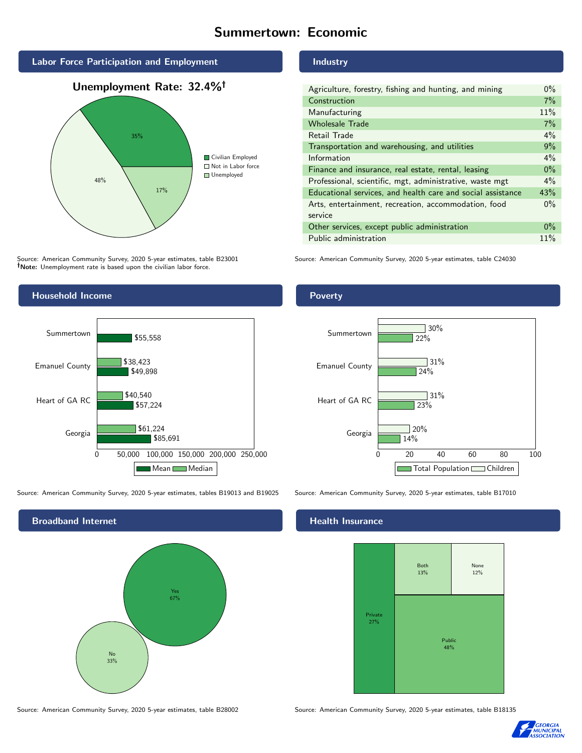# Summertown: Economic

## Labor Force Participation and Employment

**Unemployment Rate: 32.4%†**

| Category | Percent |
|---|---|
| Civilian Employed | 35% |
| Not in Labor force | 48% |
| Unemployed | 17% |

Source: American Community Survey, 2020 5-year estimates, table B23001
**†Note:** Unemployment rate is based upon the civilian labor force.

## Industry

| Industry | Percent |
|---|---|
| Agriculture, forestry, fishing and hunting, and mining | 0% |
| Construction | 7% |
| Manufacturing | 11% |
| Wholesale Trade | 7% |
| Retail Trade | 4% |
| Transportation and warehousing, and utilities | 9% |
| Information | 4% |
| Finance and insurance, real estate, rental, leasing | 0% |
| Professional, scientific, mgt, administrative, waste mgt | 4% |
| Educational services, and health care and social assistance | 43% |
| Arts, entertainment, recreation, accommodation, food service | 0% |
| Other services, except public administration | 0% |
| Public administration | 11% |

Source: American Community Survey, 2020 5-year estimates, table C24030

## Household Income

| | Mean | Median |
|---|---|---|
| Summertown | $55,558 | |
| Emanuel County | $49,898 | $38,423 |
| Heart of GA RC | $57,224 | $40,540 |
| Georgia | $85,691 | $61,224 |

Source: American Community Survey, 2020 5-year estimates, tables B19013 and B19025

## Poverty

| | Children | Total Population |
|---|---|---|
| Summertown | 30% | 22% |
| Emanuel County | 31% | 24% |
| Heart of GA RC | 31% | 23% |
| Georgia | 20% | 14% |

Source: American Community Survey, 2020 5-year estimates, table B17010

## Broadband Internet

| | Percent |
|---|---|
| Yes | 67% |
| No | 33% |

Source: American Community Survey, 2020 5-year estimates, table B28002

## Health Insurance

| | Percent |
|---|---|
| Private | 27% |
| Both | 13% |
| None | 12% |
| Public | 48% |

Source: American Community Survey, 2020 5-year estimates, table B18135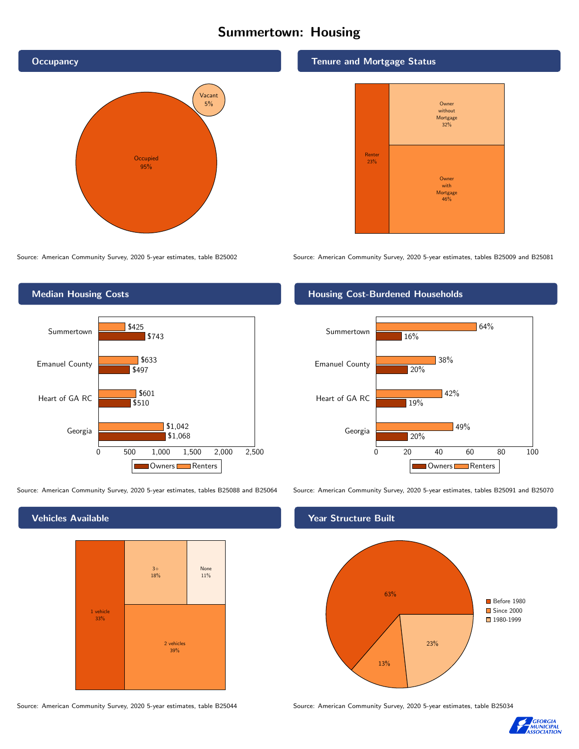# Summertown: Housing

## Occupancy

Vacant
5%

Occupied
95%

Source: American Community Survey, 2020 5-year estimates, table B25002

## Tenure and Mortgage Status

Renter
23%

Owner without Mortgage
32%

Owner with Mortgage
46%

Source: American Community Survey, 2020 5-year estimates, tables B25009 and B25081

## Median Housing Costs

Summertown
$425
$743

Emanuel County
$633
$497

Heart of GA RC
$601
$510

Georgia
$1,042
$1,068

0 500 1,000 1,500 2,000 2,500

Owners Renters

Source: American Community Survey, 2020 5-year estimates, tables B25088 and B25064

## Housing Cost-Burdened Households

Summertown
64%
16%

Emanuel County
38%
20%

Heart of GA RC
42%
19%

Georgia
49%
20%

0 20 40 60 80 100

Owners Renters

Source: American Community Survey, 2020 5-year estimates, tables B25091 and B25070

## Vehicles Available

1 vehicle
33%

3+
18%

None
11%

2 vehicles
39%

Source: American Community Survey, 2020 5-year estimates, table B25044

## Year Structure Built

63%

13%

23%

Before 1980
Since 2000
1980-1999

Source: American Community Survey, 2020 5-year estimates, table B25034